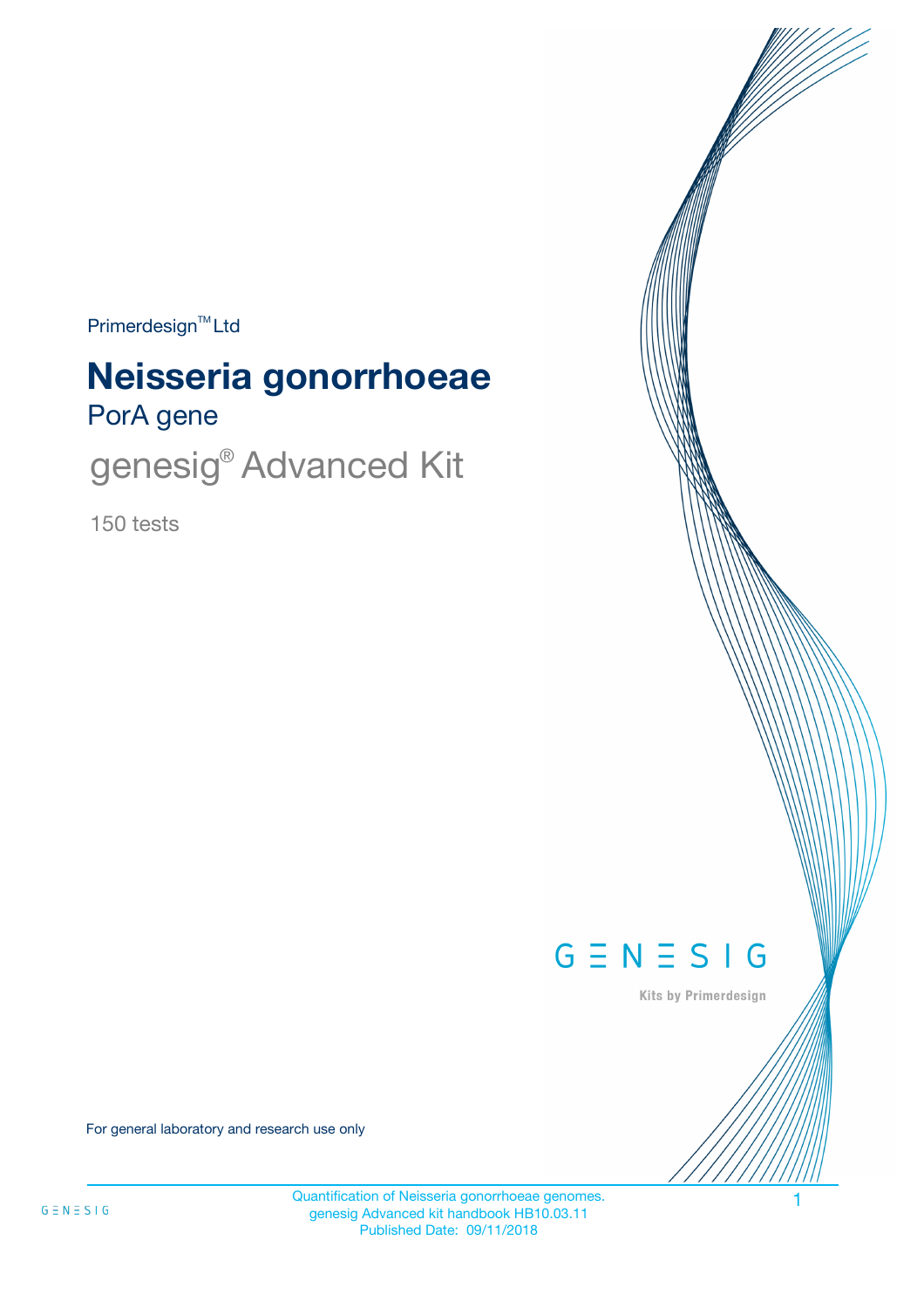Primerdesign™ Ltd

# Neisseria gonorrhoeae

## PorA gene

## genesig® Advanced Kit

150 tests

GENESIG

Kits by Primerdesign

For general laboratory and research use only

Quantification of Neisseria gonorrhoeae genomes.
genesig Advanced kit handbook HB10.03.11
Published Date: 09/11/2018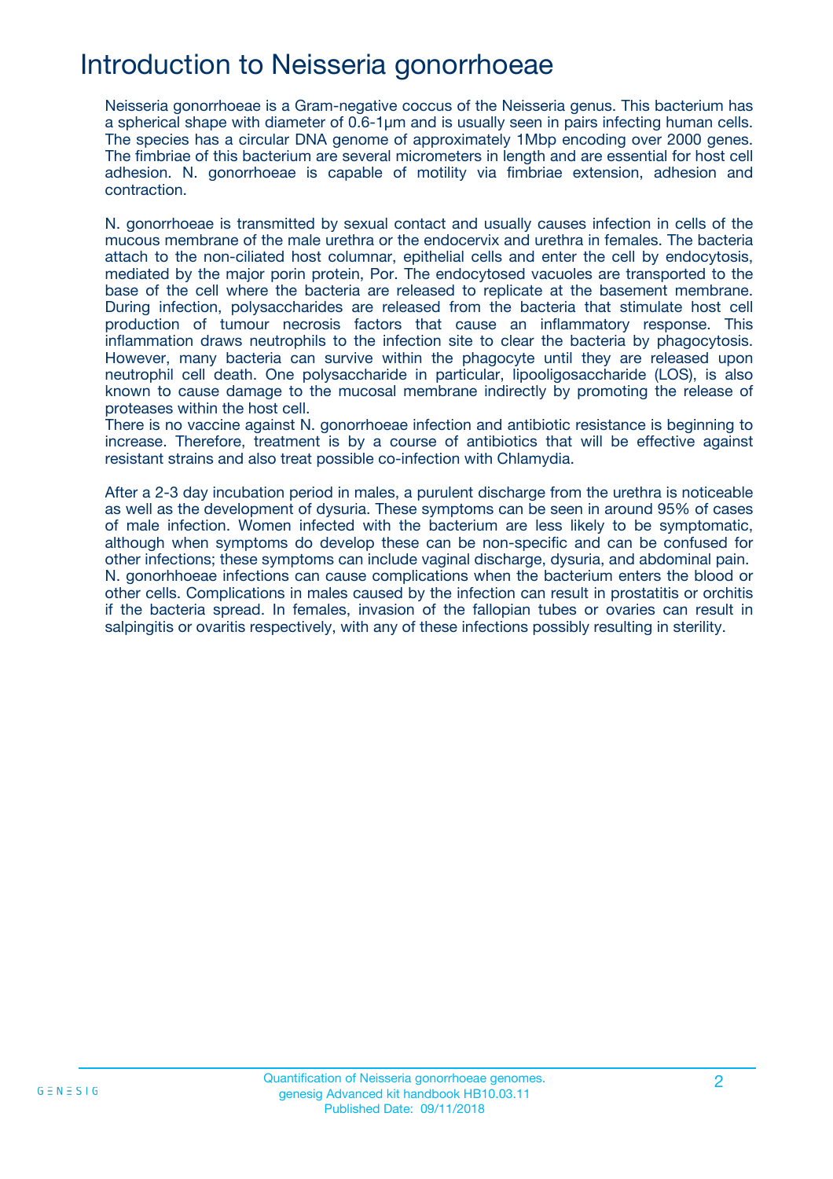# Introduction to Neisseria gonorrhoeae

Neisseria gonorrhoeae is a Gram-negative coccus of the Neisseria genus. This bacterium has a spherical shape with diameter of 0.6-1µm and is usually seen in pairs infecting human cells. The species has a circular DNA genome of approximately 1Mbp encoding over 2000 genes. The fimbriae of this bacterium are several micrometers in length and are essential for host cell adhesion. N. gonorrhoeae is capable of motility via fimbriae extension, adhesion and contraction.

N. gonorrhoeae is transmitted by sexual contact and usually causes infection in cells of the mucous membrane of the male urethra or the endocervix and urethra in females. The bacteria attach to the non-ciliated host columnar, epithelial cells and enter the cell by endocytosis, mediated by the major porin protein, Por. The endocytosed vacuoles are transported to the base of the cell where the bacteria are released to replicate at the basement membrane. During infection, polysaccharides are released from the bacteria that stimulate host cell production of tumour necrosis factors that cause an inflammatory response. This inflammation draws neutrophils to the infection site to clear the bacteria by phagocytosis. However, many bacteria can survive within the phagocyte until they are released upon neutrophil cell death. One polysaccharide in particular, lipooligosaccharide (LOS), is also known to cause damage to the mucosal membrane indirectly by promoting the release of proteases within the host cell.
There is no vaccine against N. gonorrhoeae infection and antibiotic resistance is beginning to increase. Therefore, treatment is by a course of antibiotics that will be effective against resistant strains and also treat possible co-infection with Chlamydia.

After a 2-3 day incubation period in males, a purulent discharge from the urethra is noticeable as well as the development of dysuria. These symptoms can be seen in around 95% of cases of male infection. Women infected with the bacterium are less likely to be symptomatic, although when symptoms do develop these can be non-specific and can be confused for other infections; these symptoms can include vaginal discharge, dysuria, and abdominal pain.
N. gonorhhoeae infections can cause complications when the bacterium enters the blood or other cells. Complications in males caused by the infection can result in prostatitis or orchitis if the bacteria spread. In females, invasion of the fallopian tubes or ovaries can result in salpingitis or ovaritis respectively, with any of these infections possibly resulting in sterility.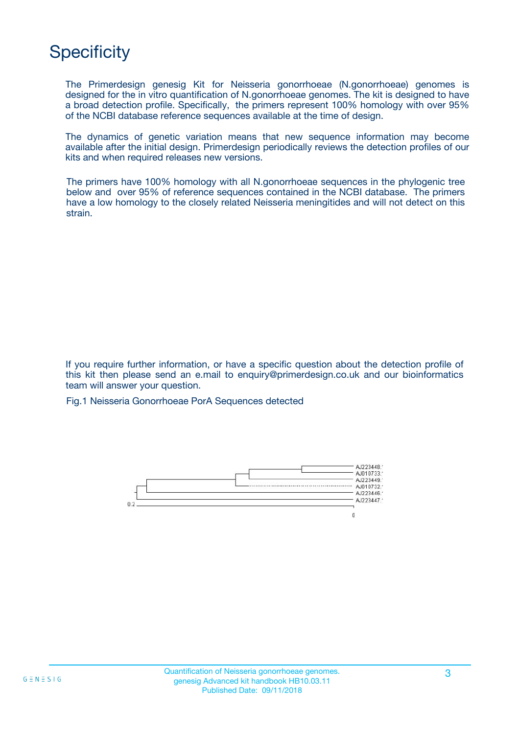# Specificity

The Primerdesign genesig Kit for Neisseria gonorrhoeae (N.gonorrhoeae) genomes is designed for the in vitro quantification of N.gonorrhoeae genomes. The kit is designed to have a broad detection profile. Specifically, the primers represent 100% homology with over 95% of the NCBI database reference sequences available at the time of design.

The dynamics of genetic variation means that new sequence information may become available after the initial design. Primerdesign periodically reviews the detection profiles of our kits and when required releases new versions.

The primers have 100% homology with all N.gonorrhoeae sequences in the phylogenic tree below and over 95% of reference sequences contained in the NCBI database. The primers have a low homology to the closely related Neisseria meningitides and will not detect on this strain.

If you require further information, or have a specific question about the detection profile of this kit then please send an e.mail to enquiry@primerdesign.co.uk and our bioinformatics team will answer your question.

Fig.1 Neisseria Gonorrhoeae PorA Sequences detected

AJ223448.1
AJ010733.1
AJ223449.1
AJ010732.1
AJ223446.1
AJ223447.1

0.2

0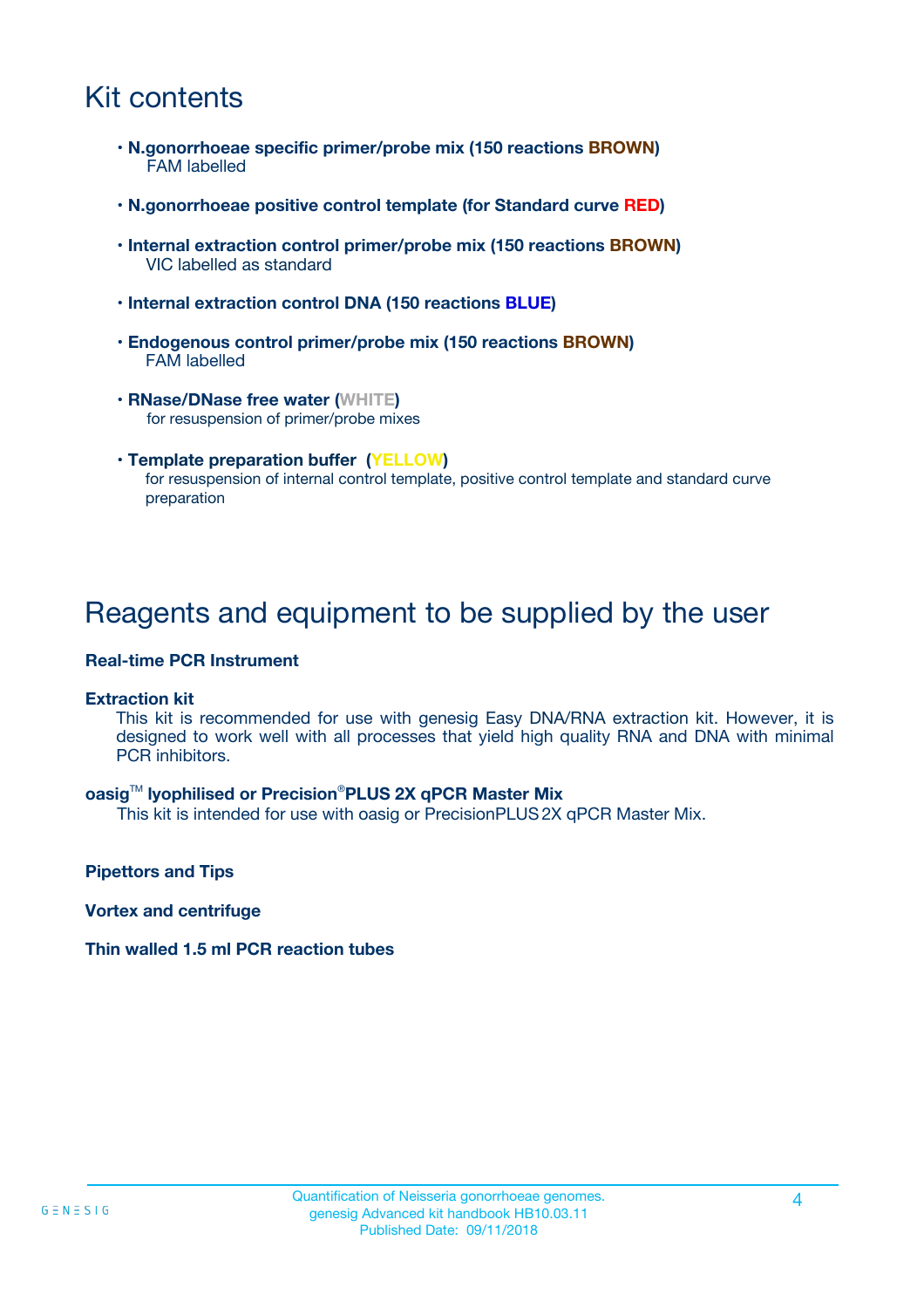# Kit contents

- **N.gonorrhoeae specific primer/probe mix (150 reactions BROWN)**
  FAM labelled
- **N.gonorrhoeae positive control template (for Standard curve RED)**
- **Internal extraction control primer/probe mix (150 reactions BROWN)**
  VIC labelled as standard
- **Internal extraction control DNA (150 reactions BLUE)**
- **Endogenous control primer/probe mix (150 reactions BROWN)**
  FAM labelled
- **RNase/DNase free water (WHITE)**
  for resuspension of primer/probe mixes
- **Template preparation buffer (YELLOW)**
  for resuspension of internal control template, positive control template and standard curve preparation

# Reagents and equipment to be supplied by the user

**Real-time PCR Instrument**

**Extraction kit**

This kit is recommended for use with genesig Easy DNA/RNA extraction kit. However, it is designed to work well with all processes that yield high quality RNA and DNA with minimal PCR inhibitors.

**oasig™ lyophilised or Precision®PLUS 2X qPCR Master Mix**

This kit is intended for use with oasig or PrecisionPLUS 2X qPCR Master Mix.

**Pipettors and Tips**

**Vortex and centrifuge**

**Thin walled 1.5 ml PCR reaction tubes**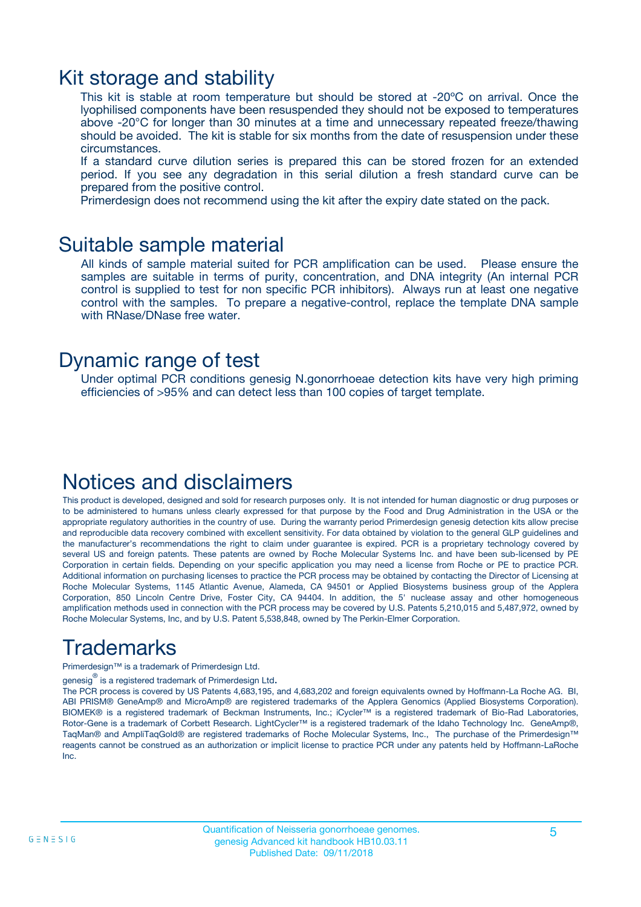# Kit storage and stability

This kit is stable at room temperature but should be stored at -20ºC on arrival. Once the lyophilised components have been resuspended they should not be exposed to temperatures above -20°C for longer than 30 minutes at a time and unnecessary repeated freeze/thawing should be avoided. The kit is stable for six months from the date of resuspension under these circumstances.

If a standard curve dilution series is prepared this can be stored frozen for an extended period. If you see any degradation in this serial dilution a fresh standard curve can be prepared from the positive control.

Primerdesign does not recommend using the kit after the expiry date stated on the pack.

# Suitable sample material

All kinds of sample material suited for PCR amplification can be used. Please ensure the samples are suitable in terms of purity, concentration, and DNA integrity (An internal PCR control is supplied to test for non specific PCR inhibitors). Always run at least one negative control with the samples. To prepare a negative-control, replace the template DNA sample with RNase/DNase free water.

# Dynamic range of test

Under optimal PCR conditions genesig N.gonorrhoeae detection kits have very high priming efficiencies of >95% and can detect less than 100 copies of target template.

# Notices and disclaimers

This product is developed, designed and sold for research purposes only. It is not intended for human diagnostic or drug purposes or to be administered to humans unless clearly expressed for that purpose by the Food and Drug Administration in the USA or the appropriate regulatory authorities in the country of use. During the warranty period Primerdesign genesig detection kits allow precise and reproducible data recovery combined with excellent sensitivity. For data obtained by violation to the general GLP guidelines and the manufacturer's recommendations the right to claim under guarantee is expired. PCR is a proprietary technology covered by several US and foreign patents. These patents are owned by Roche Molecular Systems Inc. and have been sub-licensed by PE Corporation in certain fields. Depending on your specific application you may need a license from Roche or PE to practice PCR. Additional information on purchasing licenses to practice the PCR process may be obtained by contacting the Director of Licensing at Roche Molecular Systems, 1145 Atlantic Avenue, Alameda, CA 94501 or Applied Biosystems business group of the Applera Corporation, 850 Lincoln Centre Drive, Foster City, CA 94404. In addition, the 5' nuclease assay and other homogeneous amplification methods used in connection with the PCR process may be covered by U.S. Patents 5,210,015 and 5,487,972, owned by Roche Molecular Systems, Inc, and by U.S. Patent 5,538,848, owned by The Perkin-Elmer Corporation.

# Trademarks

Primerdesign™ is a trademark of Primerdesign Ltd.

genesig® is a registered trademark of Primerdesign Ltd.

The PCR process is covered by US Patents 4,683,195, and 4,683,202 and foreign equivalents owned by Hoffmann-La Roche AG. BI, ABI PRISM® GeneAmp® and MicroAmp® are registered trademarks of the Applera Genomics (Applied Biosystems Corporation). BIOMEK® is a registered trademark of Beckman Instruments, Inc.; iCycler™ is a registered trademark of Bio-Rad Laboratories, Rotor-Gene is a trademark of Corbett Research. LightCycler™ is a registered trademark of the Idaho Technology Inc. GeneAmp®, TaqMan® and AmpliTaqGold® are registered trademarks of Roche Molecular Systems, Inc., The purchase of the Primerdesign™ reagents cannot be construed as an authorization or implicit license to practice PCR under any patents held by Hoffmann-LaRoche Inc.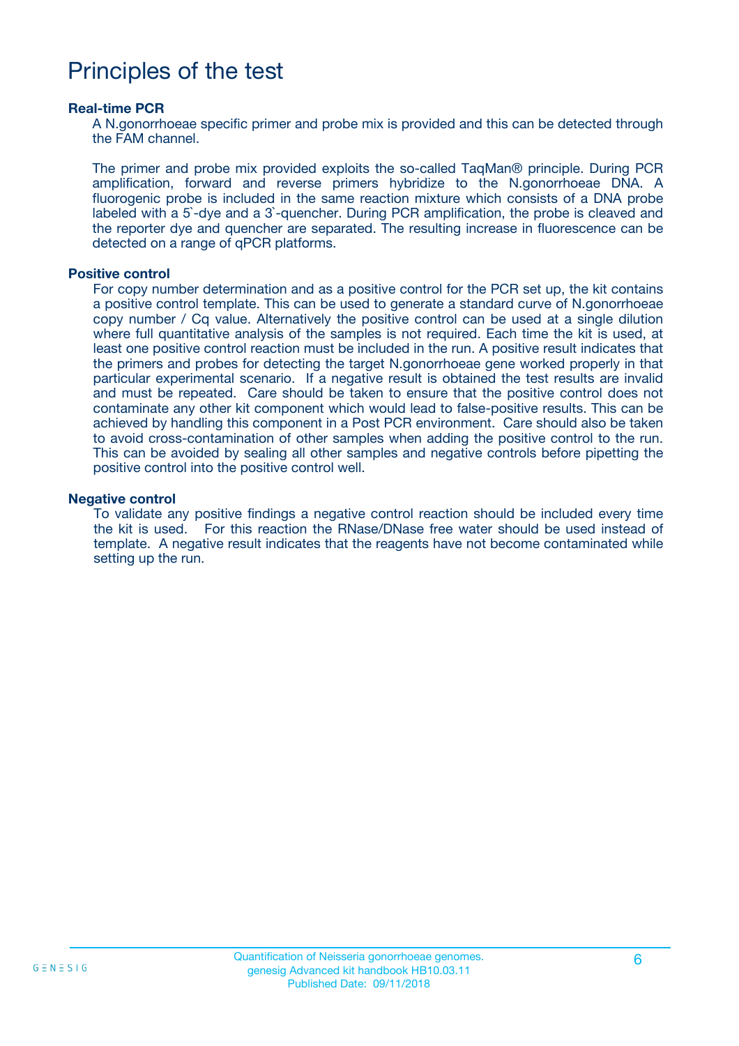# Principles of the test

### Real-time PCR

A N.gonorrhoeae specific primer and probe mix is provided and this can be detected through the FAM channel.

The primer and probe mix provided exploits the so-called TaqMan® principle. During PCR amplification, forward and reverse primers hybridize to the N.gonorrhoeae DNA. A fluorogenic probe is included in the same reaction mixture which consists of a DNA probe labeled with a 5`-dye and a 3`-quencher. During PCR amplification, the probe is cleaved and the reporter dye and quencher are separated. The resulting increase in fluorescence can be detected on a range of qPCR platforms.

### Positive control

For copy number determination and as a positive control for the PCR set up, the kit contains a positive control template. This can be used to generate a standard curve of N.gonorrhoeae copy number / Cq value. Alternatively the positive control can be used at a single dilution where full quantitative analysis of the samples is not required. Each time the kit is used, at least one positive control reaction must be included in the run. A positive result indicates that the primers and probes for detecting the target N.gonorrhoeae gene worked properly in that particular experimental scenario. If a negative result is obtained the test results are invalid and must be repeated. Care should be taken to ensure that the positive control does not contaminate any other kit component which would lead to false-positive results. This can be achieved by handling this component in a Post PCR environment. Care should also be taken to avoid cross-contamination of other samples when adding the positive control to the run. This can be avoided by sealing all other samples and negative controls before pipetting the positive control into the positive control well.

### Negative control

To validate any positive findings a negative control reaction should be included every time the kit is used. For this reaction the RNase/DNase free water should be used instead of template. A negative result indicates that the reagents have not become contaminated while setting up the run.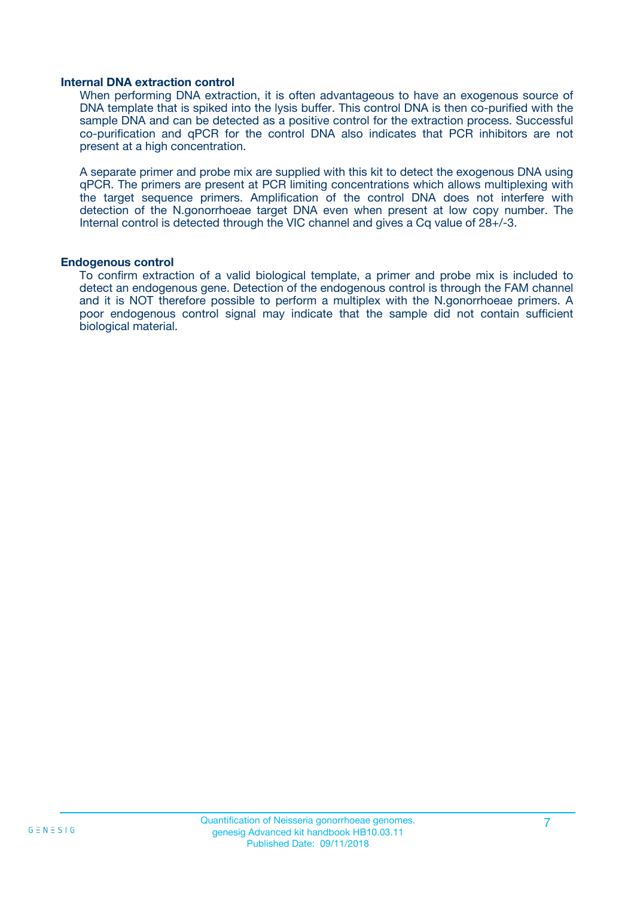### Internal DNA extraction control

When performing DNA extraction, it is often advantageous to have an exogenous source of DNA template that is spiked into the lysis buffer. This control DNA is then co-purified with the sample DNA and can be detected as a positive control for the extraction process. Successful co-purification and qPCR for the control DNA also indicates that PCR inhibitors are not present at a high concentration.

A separate primer and probe mix are supplied with this kit to detect the exogenous DNA using qPCR. The primers are present at PCR limiting concentrations which allows multiplexing with the target sequence primers. Amplification of the control DNA does not interfere with detection of the N.gonorrhoeae target DNA even when present at low copy number. The Internal control is detected through the VIC channel and gives a Cq value of 28+/-3.

### Endogenous control

To confirm extraction of a valid biological template, a primer and probe mix is included to detect an endogenous gene. Detection of the endogenous control is through the FAM channel and it is NOT therefore possible to perform a multiplex with the N.gonorrhoeae primers. A poor endogenous control signal may indicate that the sample did not contain sufficient biological material.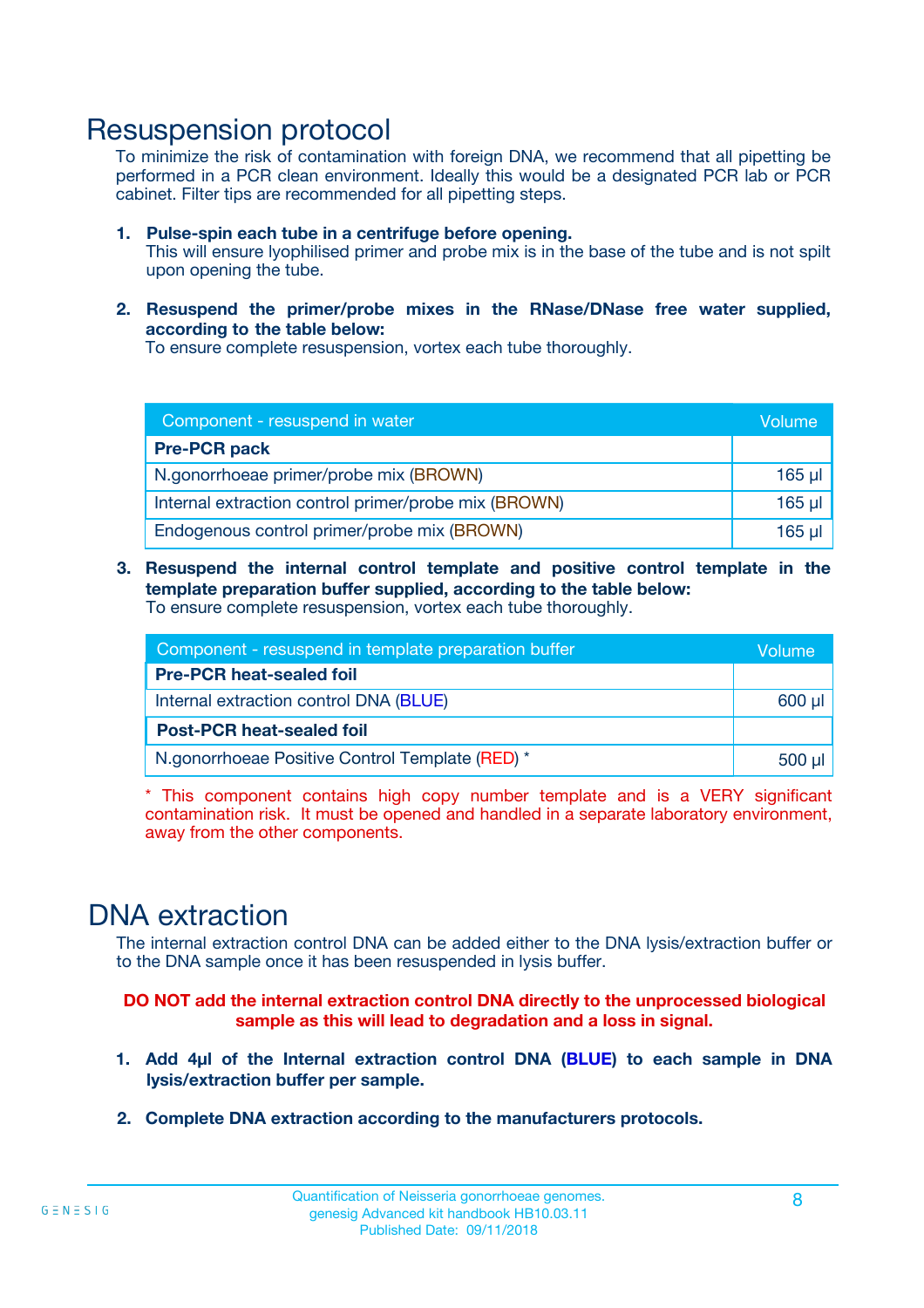# Resuspension protocol

To minimize the risk of contamination with foreign DNA, we recommend that all pipetting be performed in a PCR clean environment. Ideally this would be a designated PCR lab or PCR cabinet. Filter tips are recommended for all pipetting steps.

1. **Pulse-spin each tube in a centrifuge before opening.**
   This will ensure lyophilised primer and probe mix is in the base of the tube and is not spilt upon opening the tube.

2. **Resuspend the primer/probe mixes in the RNase/DNase free water supplied, according to the table below:**
   To ensure complete resuspension, vortex each tube thoroughly.

| Component - resuspend in water | Volume |
|---|---|
| **Pre-PCR pack** | |
| N.gonorrhoeae primer/probe mix (BROWN) | 165 µl |
| Internal extraction control primer/probe mix (BROWN) | 165 µl |
| Endogenous control primer/probe mix (BROWN) | 165 µl |

3. **Resuspend the internal control template and positive control template in the template preparation buffer supplied, according to the table below:**
   To ensure complete resuspension, vortex each tube thoroughly.

| Component - resuspend in template preparation buffer | Volume |
|---|---|
| **Pre-PCR heat-sealed foil** | |
| Internal extraction control DNA (BLUE) | 600 µl |
| **Post-PCR heat-sealed foil** | |
| N.gonorrhoeae Positive Control Template (RED) * | 500 µl |

\* This component contains high copy number template and is a VERY significant contamination risk. It must be opened and handled in a separate laboratory environment, away from the other components.

# DNA extraction

The internal extraction control DNA can be added either to the DNA lysis/extraction buffer or to the DNA sample once it has been resuspended in lysis buffer.

**DO NOT add the internal extraction control DNA directly to the unprocessed biological sample as this will lead to degradation and a loss in signal.**

1. **Add 4µl of the Internal extraction control DNA (BLUE) to each sample in DNA lysis/extraction buffer per sample.**

2. **Complete DNA extraction according to the manufacturers protocols.**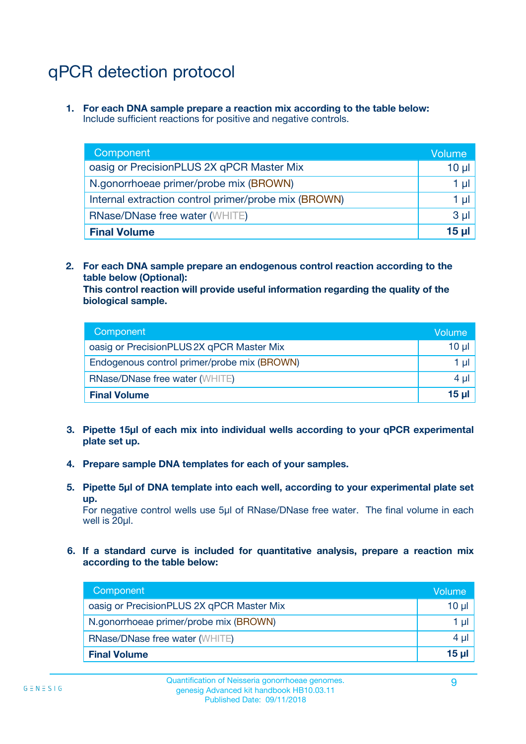# qPCR detection protocol

1. **For each DNA sample prepare a reaction mix according to the table below:**
   Include sufficient reactions for positive and negative controls.

| Component | Volume |
|---|---|
| oasig or PrecisionPLUS 2X qPCR Master Mix | 10 µl |
| N.gonorrhoeae primer/probe mix (BROWN) | 1 µl |
| Internal extraction control primer/probe mix (BROWN) | 1 µl |
| RNase/DNase free water (WHITE) | 3 µl |
| **Final Volume** | **15 µl** |

2. **For each DNA sample prepare an endogenous control reaction according to the table below (Optional):**
   **This control reaction will provide useful information regarding the quality of the biological sample.**

| Component | Volume |
|---|---|
| oasig or PrecisionPLUS 2X qPCR Master Mix | 10 µl |
| Endogenous control primer/probe mix (BROWN) | 1 µl |
| RNase/DNase free water (WHITE) | 4 µl |
| **Final Volume** | **15 µl** |

3. **Pipette 15µl of each mix into individual wells according to your qPCR experimental plate set up.**

4. **Prepare sample DNA templates for each of your samples.**

5. **Pipette 5µl of DNA template into each well, according to your experimental plate set up.**
   For negative control wells use 5µl of RNase/DNase free water. The final volume in each well is 20µl.

6. **If a standard curve is included for quantitative analysis, prepare a reaction mix according to the table below:**

| Component | Volume |
|---|---|
| oasig or PrecisionPLUS 2X qPCR Master Mix | 10 µl |
| N.gonorrhoeae primer/probe mix (BROWN) | 1 µl |
| RNase/DNase free water (WHITE) | 4 µl |
| **Final Volume** | **15 µl** |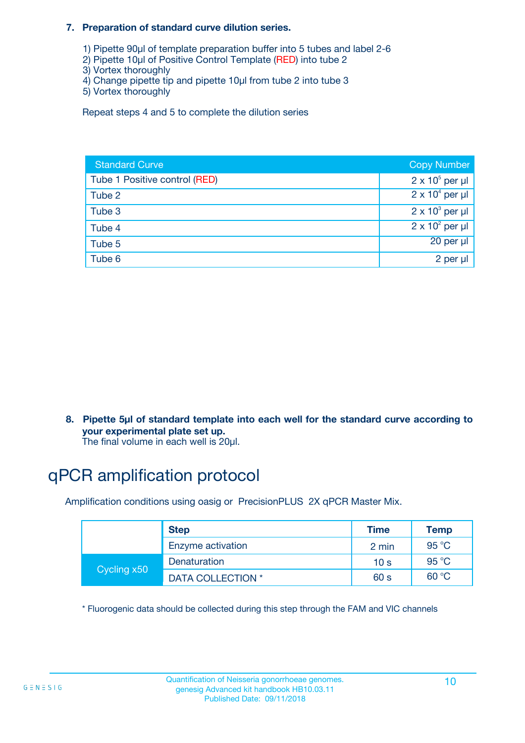**7. Preparation of standard curve dilution series.**

1) Pipette 90µl of template preparation buffer into 5 tubes and label 2-6
2) Pipette 10µl of Positive Control Template (RED) into tube 2
3) Vortex thoroughly
4) Change pipette tip and pipette 10µl from tube 2 into tube 3
5) Vortex thoroughly

Repeat steps 4 and 5 to complete the dilution series

| Standard Curve | Copy Number |
|---|---|
| Tube 1 Positive control (RED) | $2 \times 10^5$ per µl |
| Tube 2 | $2 \times 10^4$ per µl |
| Tube 3 | $2 \times 10^3$ per µl |
| Tube 4 | $2 \times 10^2$ per µl |
| Tube 5 | 20 per µl |
| Tube 6 | 2 per µl |

**8. Pipette 5µl of standard template into each well for the standard curve according to your experimental plate set up.**
The final volume in each well is 20µl.

# qPCR amplification protocol

Amplification conditions using oasig or PrecisionPLUS 2X qPCR Master Mix.

| | Step | Time | Temp |
|---|---|---|---|
| | Enzyme activation | 2 min | 95 °C |
| Cycling x50 | Denaturation | 10 s | 95 °C |
| | DATA COLLECTION * | 60 s | 60 °C |

* Fluorogenic data should be collected during this step through the FAM and VIC channels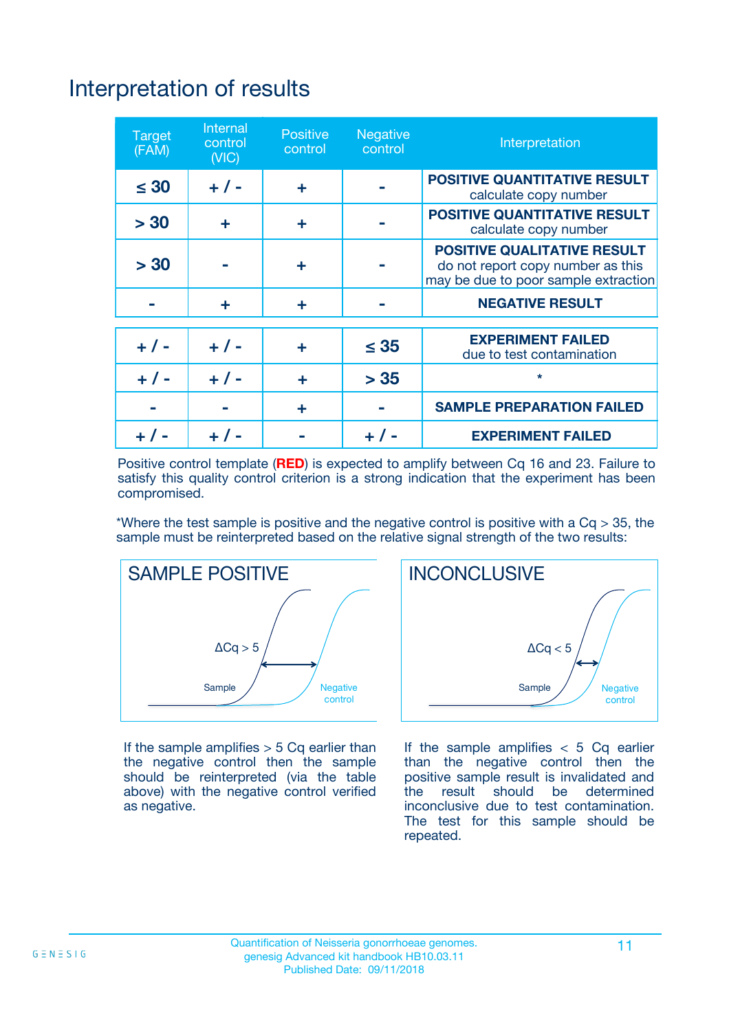# Interpretation of results

| Target (FAM) | Internal control (VIC) | Positive control | Negative control | Interpretation |
|---|---|---|---|---|
| ≤ 30 | + / - | + | - | **POSITIVE QUANTITATIVE RESULT** calculate copy number |
| > 30 | + | + | - | **POSITIVE QUANTITATIVE RESULT** calculate copy number |
| > 30 | - | + | - | **POSITIVE QUALITATIVE RESULT** do not report copy number as this may be due to poor sample extraction |
| - | + | + | - | **NEGATIVE RESULT** |
| + / - | + / - | + | ≤ 35 | **EXPERIMENT FAILED** due to test contamination |
| + / - | + / - | + | > 35 | * |
| - | - | + | - | **SAMPLE PREPARATION FAILED** |
| + / - | + / - | - | + / - | **EXPERIMENT FAILED** |

Positive control template (**RED**) is expected to amplify between Cq 16 and 23. Failure to satisfy this quality control criterion is a strong indication that the experiment has been compromised.

*Where the test sample is positive and the negative control is positive with a Cq > 35, the sample must be reinterpreted based on the relative signal strength of the two results:

**SAMPLE POSITIVE**

ΔCq > 5

Sample

Negative control

If the sample amplifies > 5 Cq earlier than the negative control then the sample should be reinterpreted (via the table above) with the negative control verified as negative.

**INCONCLUSIVE**

ΔCq < 5

Sample

Negative control

If the sample amplifies < 5 Cq earlier than the negative control then the positive sample result is invalidated and the result should be determined inconclusive due to test contamination. The test for this sample should be repeated.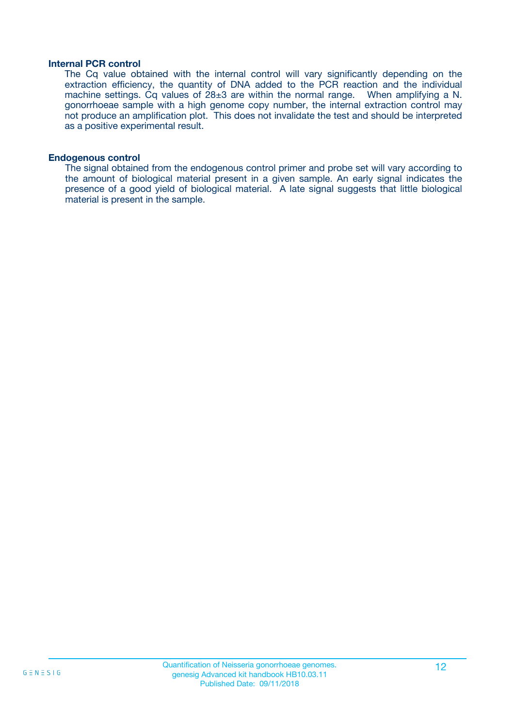### Internal PCR control

The Cq value obtained with the internal control will vary significantly depending on the extraction efficiency, the quantity of DNA added to the PCR reaction and the individual machine settings. Cq values of 28±3 are within the normal range. When amplifying a N. gonorrhoeae sample with a high genome copy number, the internal extraction control may not produce an amplification plot. This does not invalidate the test and should be interpreted as a positive experimental result.

### Endogenous control

The signal obtained from the endogenous control primer and probe set will vary according to the amount of biological material present in a given sample. An early signal indicates the presence of a good yield of biological material. A late signal suggests that little biological material is present in the sample.